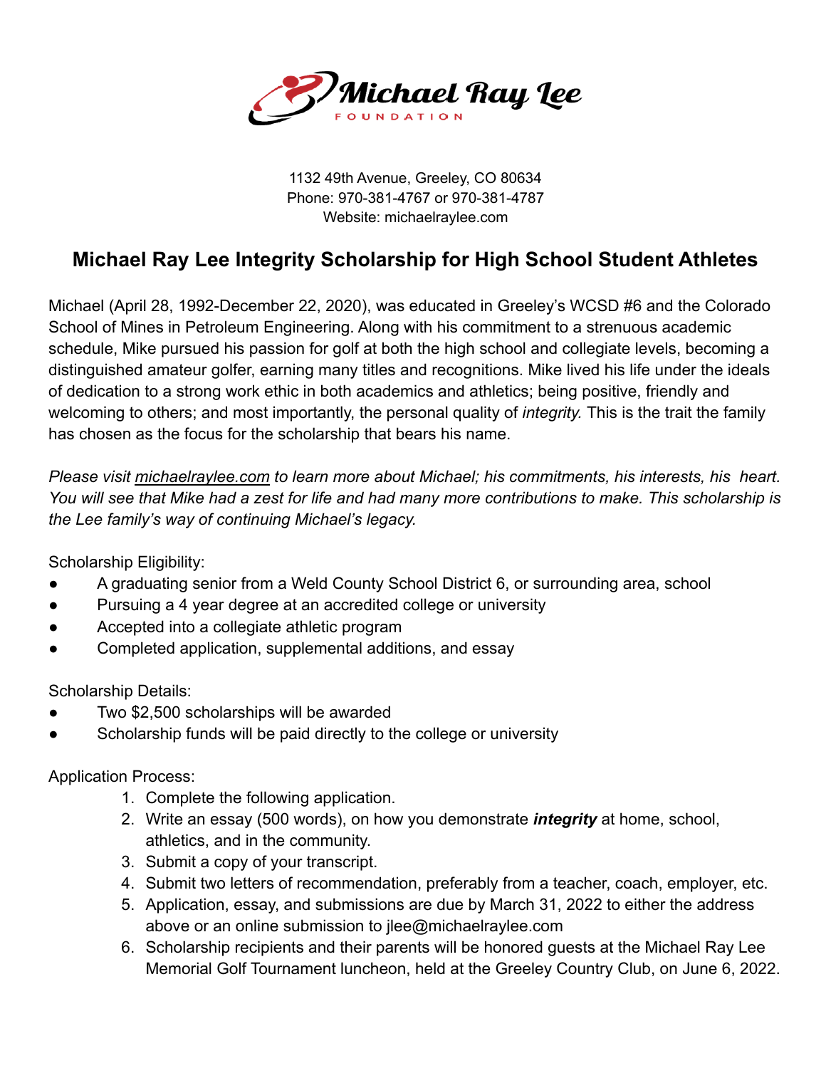Michael Ray Lee
FOUNDATION

1132 49th Avenue, Greeley, CO 80634
Phone: 970-381-4767 or 970-381-4787
Website: michaelraylee.com

# Michael Ray Lee Integrity Scholarship for High School Student Athletes

Michael (April 28, 1992-December 22, 2020), was educated in Greeley's WCSD #6 and the Colorado School of Mines in Petroleum Engineering. Along with his commitment to a strenuous academic schedule, Mike pursued his passion for golf at both the high school and collegiate levels, becoming a distinguished amateur golfer, earning many titles and recognitions. Mike lived his life under the ideals of dedication to a strong work ethic in both academics and athletics; being positive, friendly and welcoming to others; and most importantly, the personal quality of *integrity.* This is the trait the family has chosen as the focus for the scholarship that bears his name.

*Please visit michaelraylee.com to learn more about Michael; his commitments, his interests, his heart. You will see that Mike had a zest for life and had many more contributions to make. This scholarship is the Lee family's way of continuing Michael's legacy.*

Scholarship Eligibility:

- A graduating senior from a Weld County School District 6, or surrounding area, school
- Pursuing a 4 year degree at an accredited college or university
- Accepted into a collegiate athletic program
- Completed application, supplemental additions, and essay

Scholarship Details:

- Two $2,500 scholarships will be awarded
- Scholarship funds will be paid directly to the college or university

Application Process:

1. Complete the following application.
2. Write an essay (500 words), on how you demonstrate ***integrity*** at home, school, athletics, and in the community.
3. Submit a copy of your transcript.
4. Submit two letters of recommendation, preferably from a teacher, coach, employer, etc.
5. Application, essay, and submissions are due by March 31, 2022 to either the address above or an online submission to jlee@michaelraylee.com
6. Scholarship recipients and their parents will be honored guests at the Michael Ray Lee Memorial Golf Tournament luncheon, held at the Greeley Country Club, on June 6, 2022.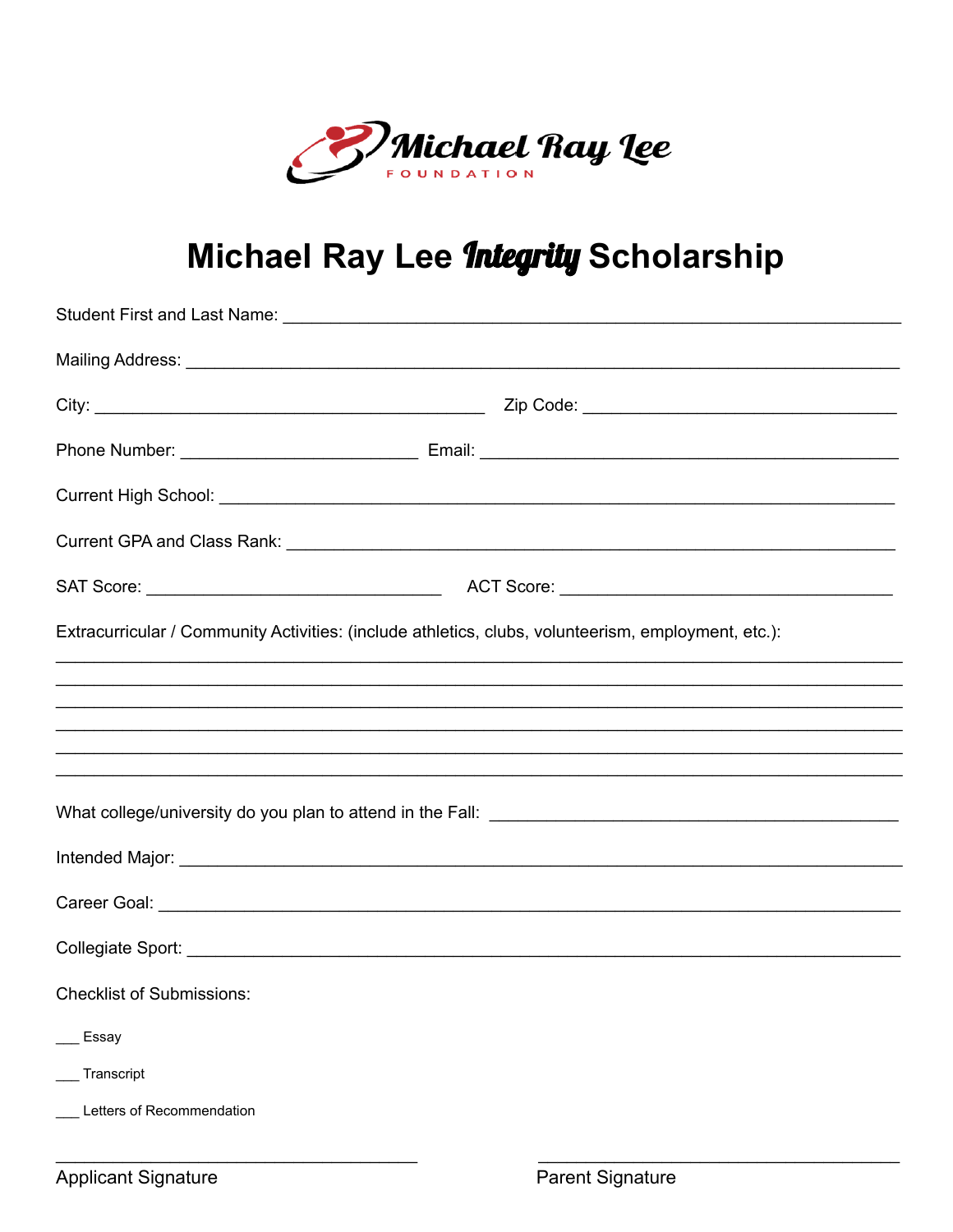Michael Ray Lee

FOUNDATION

# Michael Ray Lee *Integrity* Scholarship

Student First and Last Name: ______________________________________________________________

Mailing Address: ___________________________________________________________________

City: _______________________________________ Zip Code: ______________________________

Phone Number: _______________________ Email: ________________________________________

Current High School: _______________________________________________________________

Current GPA and Class Rank: _________________________________________________________

SAT Score: _____________________________ ACT Score: __________________________________

Extracurricular / Community Activities: (include athletics, clubs, volunteerism, employment, etc.):

_____________________________________________________________________________________

_____________________________________________________________________________________

_____________________________________________________________________________________

_____________________________________________________________________________________

_____________________________________________________________________________________

_____________________________________________________________________________________

What college/university do you plan to attend in the Fall: ________________________________________

Intended Major: _____________________________________________________________________

Career Goal: ________________________________________________________________________

Collegiate Sport: ____________________________________________________________________

Checklist of Submissions:

___ Essay

___ Transcript

___ Letters of Recommendation

________________________________________ ________________________________________

Applicant Signature Parent Signature